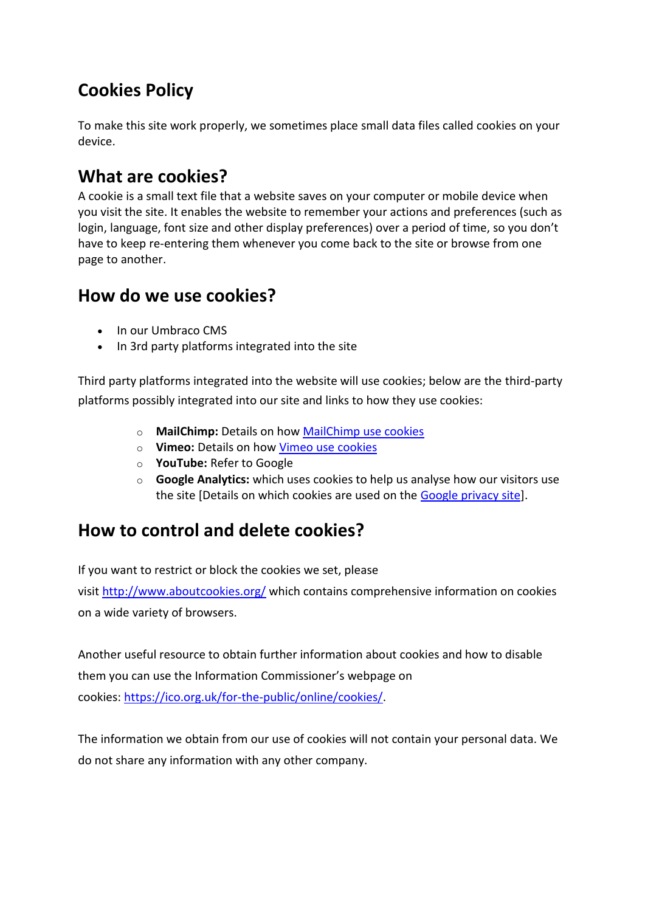# Cookies Policy

To make this site work properly, we sometimes place small data files called cookies on your device.

## What are cookies?

A cookie is a small text file that a website saves on your computer or mobile device when you visit the site. It enables the website to remember your actions and preferences (such as login, language, font size and other display preferences) over a period of time, so you don't have to keep re-entering them whenever you come back to the site or browse from one page to another.

## How do we use cookies?

- In our Umbraco CMS
- In 3rd party platforms integrated into the site

Third party platforms integrated into the website will use cookies; below are the third-party platforms possibly integrated into our site and links to how they use cookies:

  - **MailChimp:** Details on how MailChimp use cookies
  - **Vimeo:** Details on how Vimeo use cookies
  - **YouTube:** Refer to Google
  - **Google Analytics:** which uses cookies to help us analyse how our visitors use the site [Details on which cookies are used on the Google privacy site].

## How to control and delete cookies?

If you want to restrict or block the cookies we set, please visit http://www.aboutcookies.org/ which contains comprehensive information on cookies on a wide variety of browsers.

Another useful resource to obtain further information about cookies and how to disable them you can use the Information Commissioner's webpage on cookies: https://ico.org.uk/for-the-public/online/cookies/.

The information we obtain from our use of cookies will not contain your personal data. We do not share any information with any other company.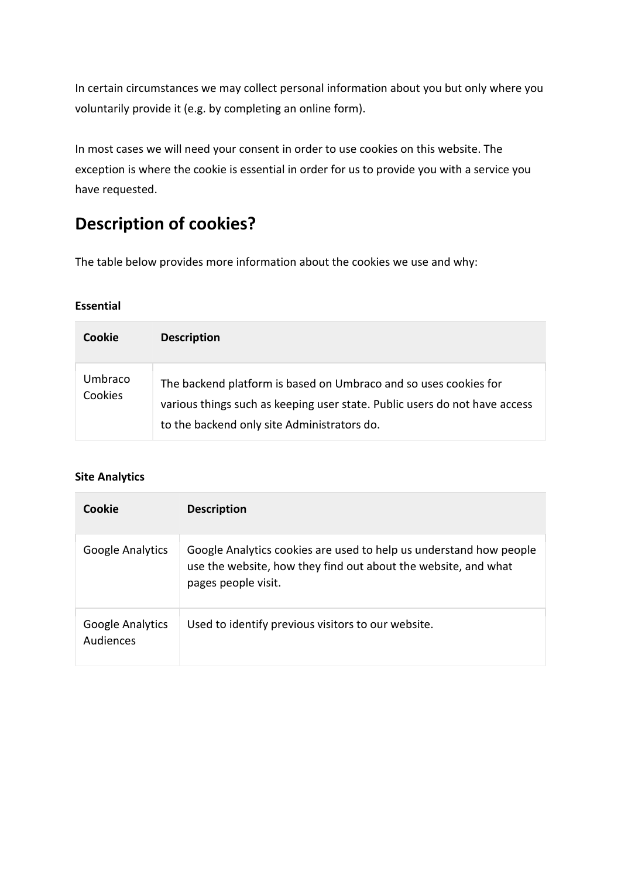In certain circumstances we may collect personal information about you but only where you voluntarily provide it (e.g. by completing an online form).

In most cases we will need your consent in order to use cookies on this website. The exception is where the cookie is essential in order for us to provide you with a service you have requested.

## Description of cookies?

The table below provides more information about the cookies we use and why:

**Essential**

| Cookie | Description |
|---|---|
| Umbraco Cookies | The backend platform is based on Umbraco and so uses cookies for various things such as keeping user state. Public users do not have access to the backend only site Administrators do. |

**Site Analytics**

| Cookie | Description |
|---|---|
| Google Analytics | Google Analytics cookies are used to help us understand how people use the website, how they find out about the website, and what pages people visit. |
| Google Analytics Audiences | Used to identify previous visitors to our website. |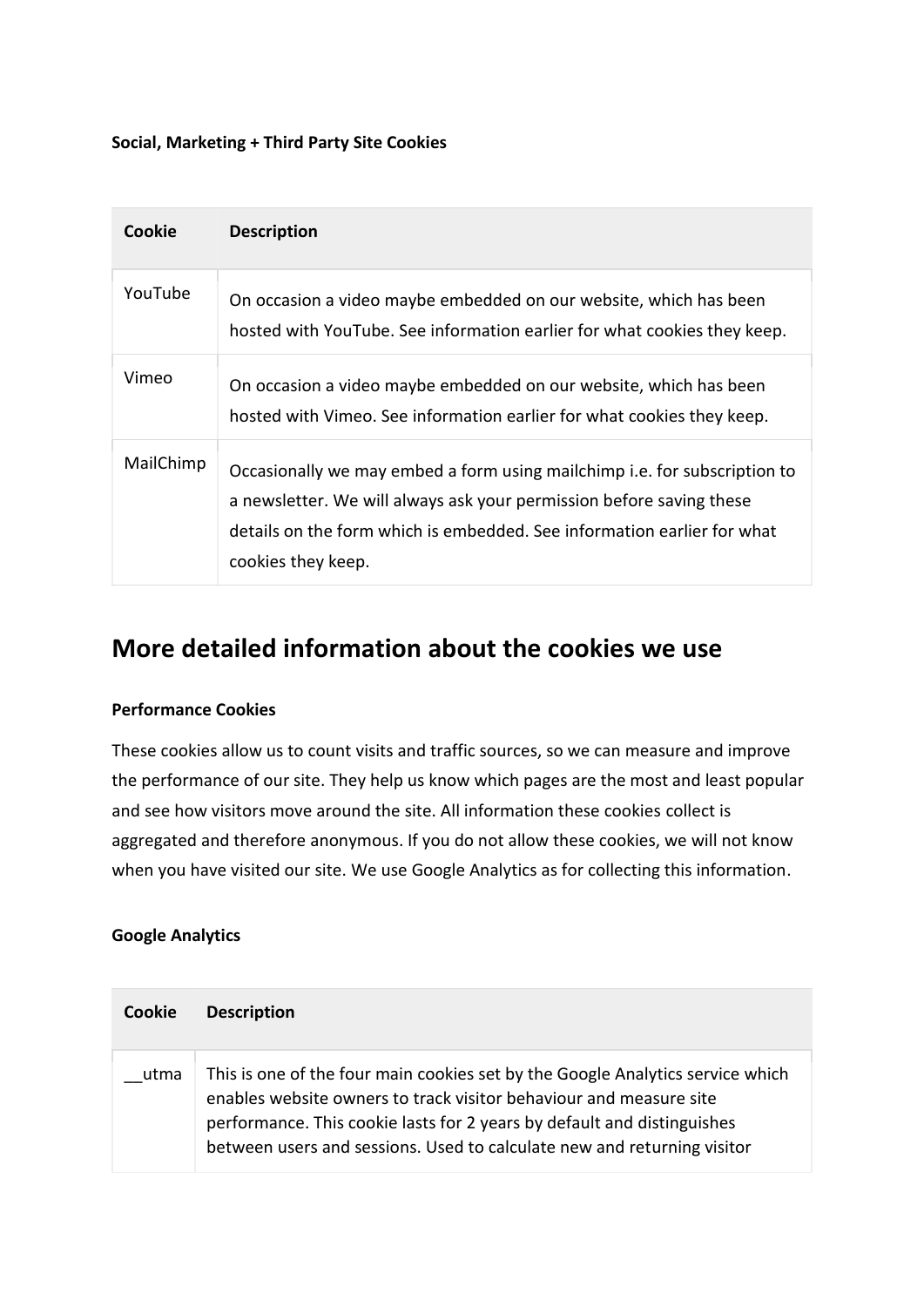**Social, Marketing + Third Party Site Cookies**

| Cookie | Description |
| --- | --- |
| YouTube | On occasion a video maybe embedded on our website, which has been hosted with YouTube. See information earlier for what cookies they keep. |
| Vimeo | On occasion a video maybe embedded on our website, which has been hosted with Vimeo. See information earlier for what cookies they keep. |
| MailChimp | Occasionally we may embed a form using mailchimp i.e. for subscription to a newsletter. We will always ask your permission before saving these details on the form which is embedded. See information earlier for what cookies they keep. |

## More detailed information about the cookies we use

**Performance Cookies**

These cookies allow us to count visits and traffic sources, so we can measure and improve the performance of our site. They help us know which pages are the most and least popular and see how visitors move around the site. All information these cookies collect is aggregated and therefore anonymous. If you do not allow these cookies, we will not know when you have visited our site. We use Google Analytics as for collecting this information.

**Google Analytics**

| Cookie | Description |
| --- | --- |
| __utma | This is one of the four main cookies set by the Google Analytics service which enables website owners to track visitor behaviour and measure site performance. This cookie lasts for 2 years by default and distinguishes between users and sessions. Used to calculate new and returning visitor |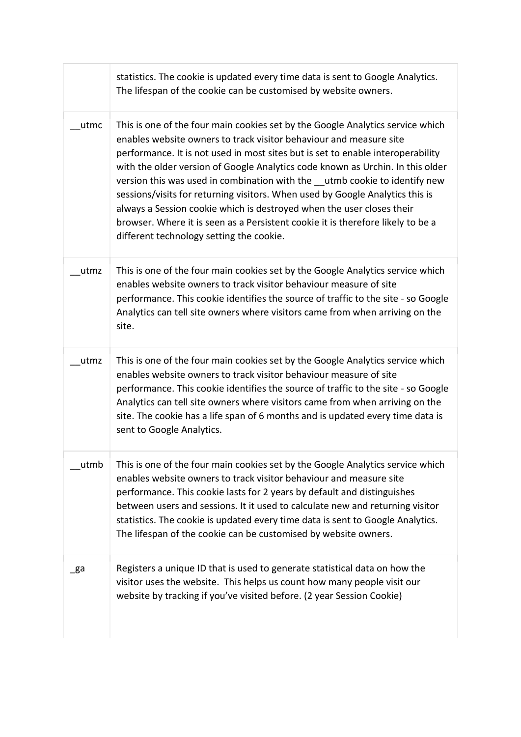|  |  |
| --- | --- |
|  | statistics. The cookie is updated every time data is sent to Google Analytics. The lifespan of the cookie can be customised by website owners. |
| __utmc | This is one of the four main cookies set by the Google Analytics service which enables website owners to track visitor behaviour and measure site performance. It is not used in most sites but is set to enable interoperability with the older version of Google Analytics code known as Urchin. In this older version this was used in combination with the __utmb cookie to identify new sessions/visits for returning visitors. When used by Google Analytics this is always a Session cookie which is destroyed when the user closes their browser. Where it is seen as a Persistent cookie it is therefore likely to be a different technology setting the cookie. |
| __utmz | This is one of the four main cookies set by the Google Analytics service which enables website owners to track visitor behaviour measure of site performance. This cookie identifies the source of traffic to the site - so Google Analytics can tell site owners where visitors came from when arriving on the site. |
| __utmz | This is one of the four main cookies set by the Google Analytics service which enables website owners to track visitor behaviour measure of site performance. This cookie identifies the source of traffic to the site - so Google Analytics can tell site owners where visitors came from when arriving on the site. The cookie has a life span of 6 months and is updated every time data is sent to Google Analytics. |
| __utmb | This is one of the four main cookies set by the Google Analytics service which enables website owners to track visitor behaviour and measure site performance. This cookie lasts for 2 years by default and distinguishes between users and sessions. It it used to calculate new and returning visitor statistics. The cookie is updated every time data is sent to Google Analytics. The lifespan of the cookie can be customised by website owners. |
| _ga | Registers a unique ID that is used to generate statistical data on how the visitor uses the website. This helps us count how many people visit our website by tracking if you've visited before. (2 year Session Cookie) |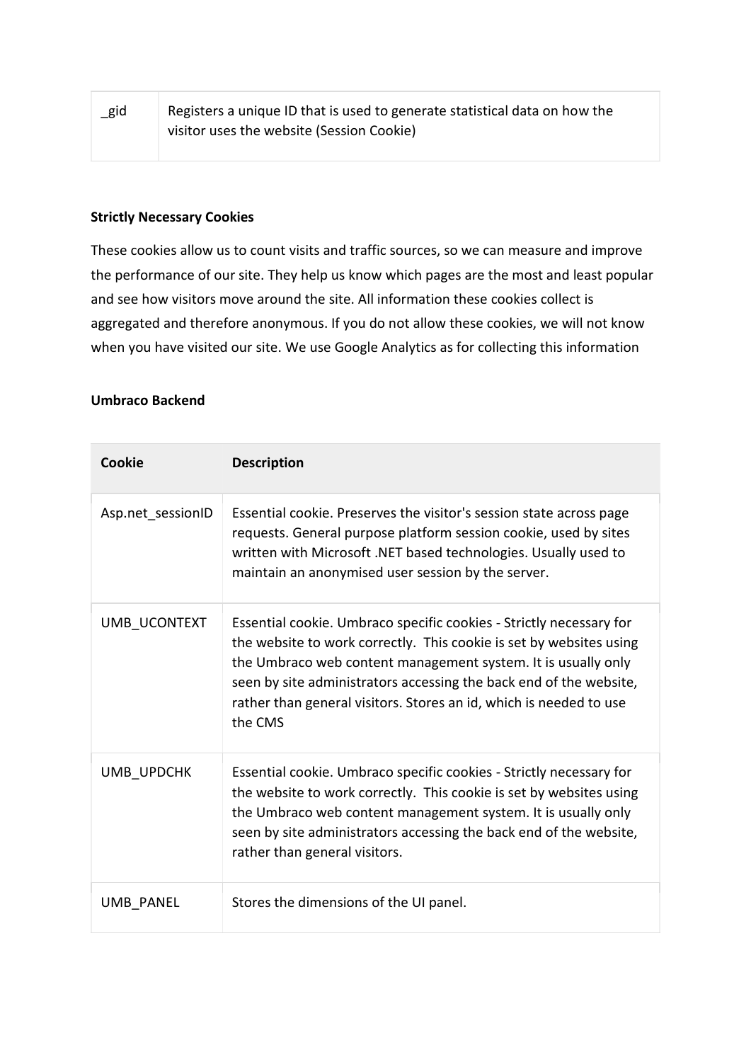| _gid | Registers a unique ID that is used to generate statistical data on how the visitor uses the website (Session Cookie) |
|---|---|

**Strictly Necessary Cookies**

These cookies allow us to count visits and traffic sources, so we can measure and improve the performance of our site. They help us know which pages are the most and least popular and see how visitors move around the site. All information these cookies collect is aggregated and therefore anonymous. If you do not allow these cookies, we will not know when you have visited our site. We use Google Analytics as for collecting this information

**Umbraco Backend**

| Cookie | Description |
|---|---|
| Asp.net_sessionID | Essential cookie. Preserves the visitor's session state across page requests. General purpose platform session cookie, used by sites written with Microsoft .NET based technologies. Usually used to maintain an anonymised user session by the server. |
| UMB_UCONTEXT | Essential cookie. Umbraco specific cookies - Strictly necessary for the website to work correctly. This cookie is set by websites using the Umbraco web content management system. It is usually only seen by site administrators accessing the back end of the website, rather than general visitors. Stores an id, which is needed to use the CMS |
| UMB_UPDCHK | Essential cookie. Umbraco specific cookies - Strictly necessary for the website to work correctly. This cookie is set by websites using the Umbraco web content management system. It is usually only seen by site administrators accessing the back end of the website, rather than general visitors. |
| UMB_PANEL | Stores the dimensions of the UI panel. |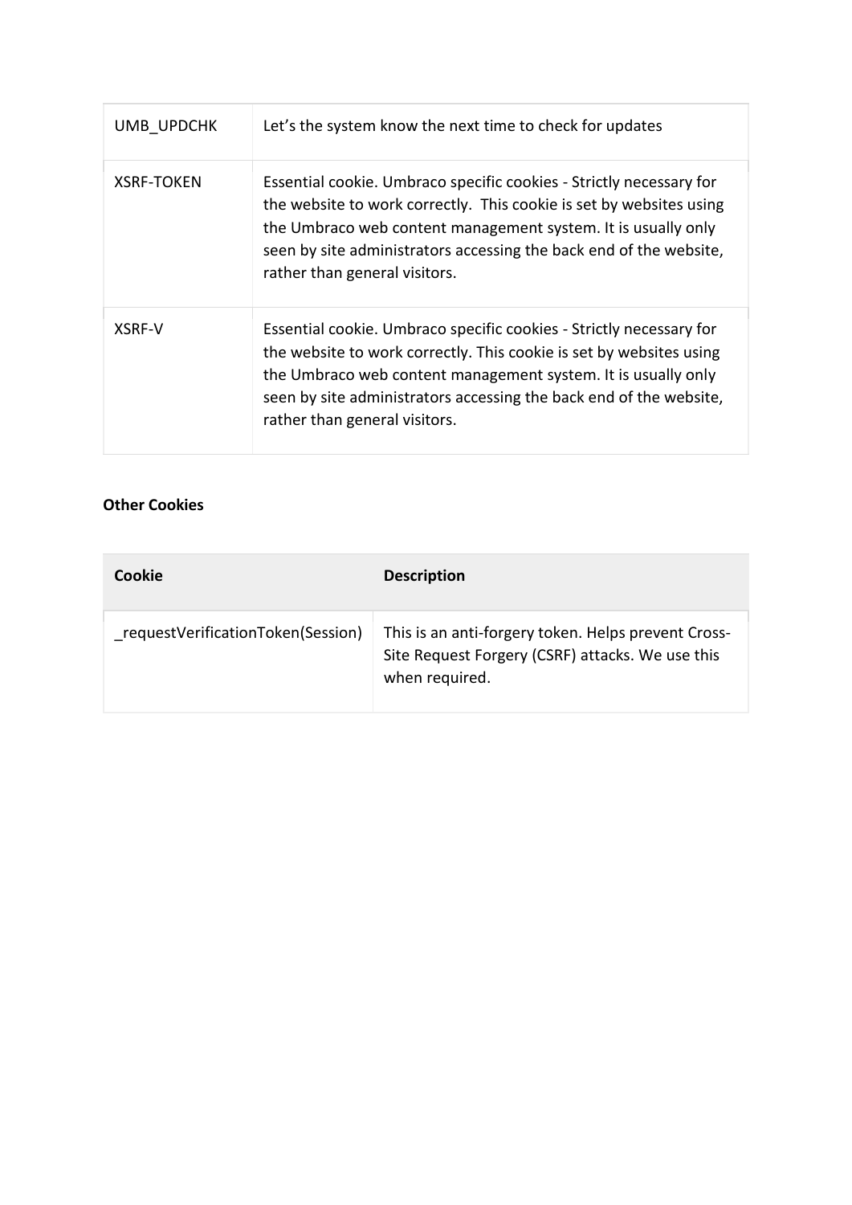| | |
|---|---|
| UMB_UPDCHK | Let’s the system know the next time to check for updates |
| XSRF-TOKEN | Essential cookie. Umbraco specific cookies - Strictly necessary for the website to work correctly. This cookie is set by websites using the Umbraco web content management system. It is usually only seen by site administrators accessing the back end of the website, rather than general visitors. |
| XSRF-V | Essential cookie. Umbraco specific cookies - Strictly necessary for the website to work correctly. This cookie is set by websites using the Umbraco web content management system. It is usually only seen by site administrators accessing the back end of the website, rather than general visitors. |

**Other Cookies**

| Cookie | Description |
|---|---|
| _requestVerificationToken(Session) | This is an anti-forgery token. Helps prevent Cross-Site Request Forgery (CSRF) attacks. We use this when required. |